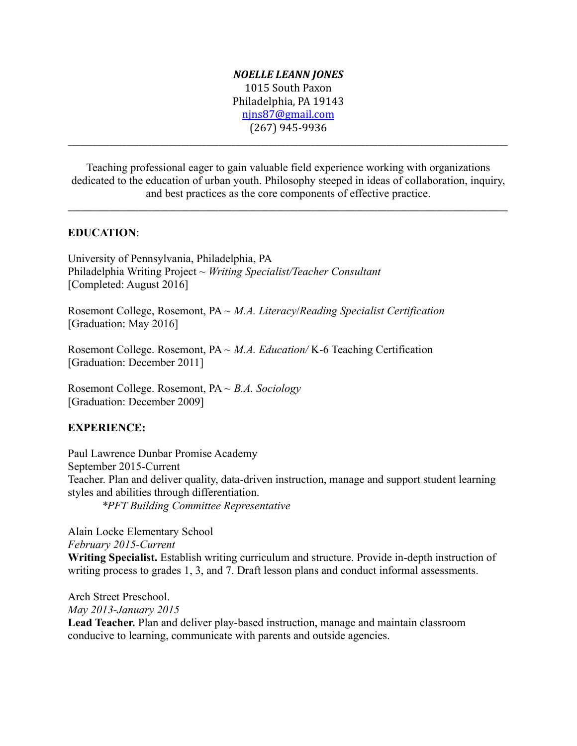***NOELLE LEANN JONES***
1015 South Paxon
Philadelphia, PA 19143
njns87@gmail.com
(267) 945-9936

---

Teaching professional eager to gain valuable field experience working with organizations dedicated to the education of urban youth. Philosophy steeped in ideas of collaboration, inquiry, and best practices as the core components of effective practice.

---

**EDUCATION**:

University of Pennsylvania, Philadelphia, PA
Philadelphia Writing Project ~ *Writing Specialist/Teacher Consultant*
[Completed: August 2016]

Rosemont College, Rosemont, PA ~ *M.A. Literacy/Reading Specialist Certification*
[Graduation: May 2016]

Rosemont College. Rosemont, PA ~ *M.A. Education/* K-6 Teaching Certification
[Graduation: December 2011]

Rosemont College. Rosemont, PA ~ *B.A. Sociology*
[Graduation: December 2009]

**EXPERIENCE:**

Paul Lawrence Dunbar Promise Academy
September 2015-Current
Teacher. Plan and deliver quality, data-driven instruction, manage and support student learning styles and abilities through differentiation.
*\*PFT Building Committee Representative*

Alain Locke Elementary School
*February 2015-Current*
**Writing Specialist.** Establish writing curriculum and structure. Provide in-depth instruction of writing process to grades 1, 3, and 7. Draft lesson plans and conduct informal assessments.

Arch Street Preschool.
*May 2013-January 2015*
**Lead Teacher.** Plan and deliver play-based instruction, manage and maintain classroom conducive to learning, communicate with parents and outside agencies.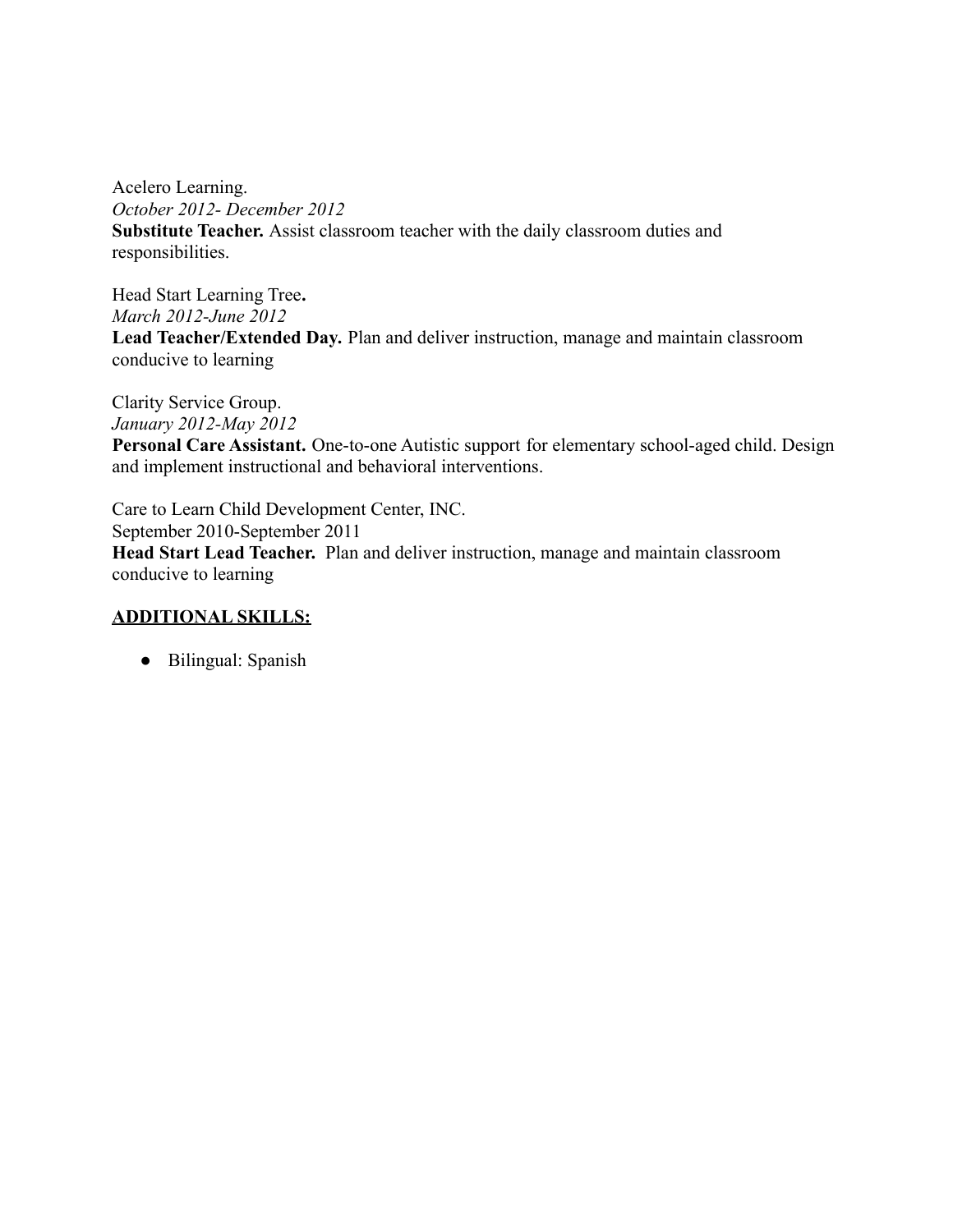Acelero Learning.
*October 2012- December 2012*
**Substitute Teacher.** Assist classroom teacher with the daily classroom duties and responsibilities.

Head Start Learning Tree**.**
*March 2012-June 2012*
**Lead Teacher/Extended Day.** Plan and deliver instruction, manage and maintain classroom conducive to learning

Clarity Service Group.
*January 2012-May 2012*
**Personal Care Assistant.** One-to-one Autistic support for elementary school-aged child. Design and implement instructional and behavioral interventions.

Care to Learn Child Development Center, INC.
September 2010-September 2011
**Head Start Lead Teacher.** Plan and deliver instruction, manage and maintain classroom conducive to learning

**ADDITIONAL SKILLS:**

- Bilingual: Spanish